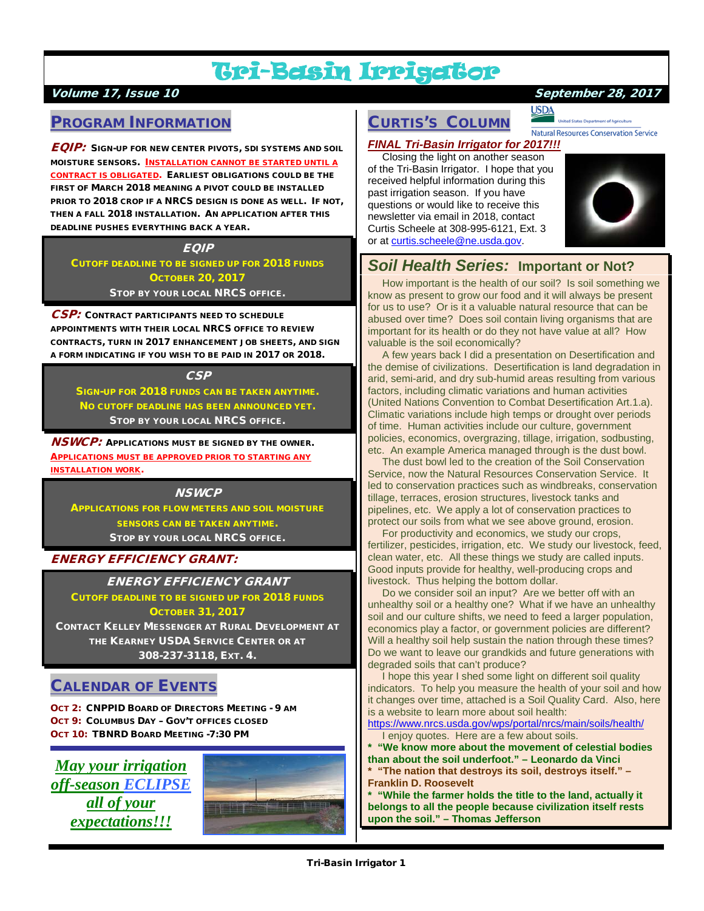# Tri-Basin Irrigator

***Volume 17, Issue 10*** ***September 28, 2017***

## PROGRAM INFORMATION

***EQIP:*** **SIGN-UP FOR NEW CENTER PIVOTS, SDI SYSTEMS AND SOIL MOISTURE SENSORS.** **INSTALLATION CANNOT BE STARTED UNTIL A CONTRACT IS OBLIGATED.** **EARLIEST OBLIGATIONS COULD BE THE FIRST OF MARCH 2018 MEANING A PIVOT COULD BE INSTALLED PRIOR TO 2018 CROP IF A NRCS DESIGN IS DONE AS WELL. IF NOT, THEN A FALL 2018 INSTALLATION. AN APPLICATION AFTER THIS DEADLINE PUSHES EVERYTHING BACK A YEAR.**

> ***EQIP***
> **CUTOFF DEADLINE TO BE SIGNED UP FOR 2018 FUNDS**
> **OCTOBER 20, 2017**
> **STOP BY YOUR LOCAL NRCS OFFICE.**

***CSP:*** **CONTRACT PARTICIPANTS NEED TO SCHEDULE APPOINTMENTS WITH THEIR LOCAL NRCS OFFICE TO REVIEW CONTRACTS, TURN IN 2017 ENHANCEMENT JOB SHEETS, AND SIGN A FORM INDICATING IF YOU WISH TO BE PAID IN 2017 OR 2018.**

> ***CSP***
> **SIGN-UP FOR 2018 FUNDS CAN BE TAKEN ANYTIME.**
> **NO CUTOFF DEADLINE HAS BEEN ANNOUNCED YET.**
> **STOP BY YOUR LOCAL NRCS OFFICE.**

***NSWCP:*** **APPLICATIONS MUST BE SIGNED BY THE OWNER.** **APPLICATIONS MUST BE APPROVED PRIOR TO STARTING ANY INSTALLATION WORK.**

> ***NSWCP***
> **APPLICATIONS FOR FLOW METERS AND SOIL MOISTURE SENSORS CAN BE TAKEN ANYTIME.**
> **STOP BY YOUR LOCAL NRCS OFFICE.**

***ENERGY EFFICIENCY GRANT:***

> ***ENERGY EFFICIENCY GRANT***
> **CUTOFF DEADLINE TO BE SIGNED UP FOR 2018 FUNDS**
> **OCTOBER 31, 2017**
> **CONTACT KELLEY MESSENGER AT RURAL DEVELOPMENT AT THE KEARNEY USDA SERVICE CENTER OR AT 308-237-3118, EXT. 4.**

## CALENDAR OF EVENTS

**OCT 2: CNPPID BOARD OF DIRECTORS MEETING - 9 AM**
**OCT 9: COLUMBUS DAY – GOV'T OFFICES CLOSED**
**OCT 10: TBNRD BOARD MEETING -7:30 PM**

***May your irrigation off-season ECLIPSE all of your expectations!!!***

## CURTIS'S COLUMN

USDA Natural Resources Conservation Service

***FINAL Tri-Basin Irrigator for 2017!!!***

Closing the light on another season of the Tri-Basin Irrigator. I hope that you received helpful information during this past irrigation season. If you have questions or would like to receive this newsletter via email in 2018, contact Curtis Scheele at 308-995-6121, Ext. 3 or at curtis.scheele@ne.usda.gov.

## *Soil Health Series:* Important or Not?

How important is the health of our soil? Is soil something we know as present to grow our food and it will always be present for us to use? Or is it a valuable natural resource that can be abused over time? Does soil contain living organisms that are important for its health or do they not have value at all? How valuable is the soil economically?

A few years back I did a presentation on Desertification and the demise of civilizations. Desertification is land degradation in arid, semi-arid, and dry sub-humid areas resulting from various factors, including climatic variations and human activities (United Nations Convention to Combat Desertification Art.1.a). Climatic variations include high temps or drought over periods of time. Human activities include our culture, government policies, economics, overgrazing, tillage, irrigation, sodbusting, etc. An example America managed through is the dust bowl.

The dust bowl led to the creation of the Soil Conservation Service, now the Natural Resources Conservation Service. It led to conservation practices such as windbreaks, conservation tillage, terraces, erosion structures, livestock tanks and pipelines, etc. We apply a lot of conservation practices to protect our soils from what we see above ground, erosion.

For productivity and economics, we study our crops, fertilizer, pesticides, irrigation, etc. We study our livestock, feed, clean water, etc. All these things we study are called inputs. Good inputs provide for healthy, well-producing crops and livestock. Thus helping the bottom dollar.

Do we consider soil an input? Are we better off with an unhealthy soil or a healthy one? What if we have an unhealthy soil and our culture shifts, we need to feed a larger population, economics play a factor, or government policies are different? Will a healthy soil help sustain the nation through these times? Do we want to leave our grandkids and future generations with degraded soils that can't produce?

I hope this year I shed some light on different soil quality indicators. To help you measure the health of your soil and how it changes over time, attached is a Soil Quality Card. Also, here is a website to learn more about soil health:
https://www.nrcs.usda.gov/wps/portal/nrcs/main/soils/health/

I enjoy quotes. Here are a few about soils.

**\* "We know more about the movement of celestial bodies than about the soil underfoot." – Leonardo da Vinci**
**\* "The nation that destroys its soil, destroys itself." – Franklin D. Roosevelt**
**\* "While the farmer holds the title to the land, actually it belongs to all the people because civilization itself rests upon the soil." – Thomas Jefferson**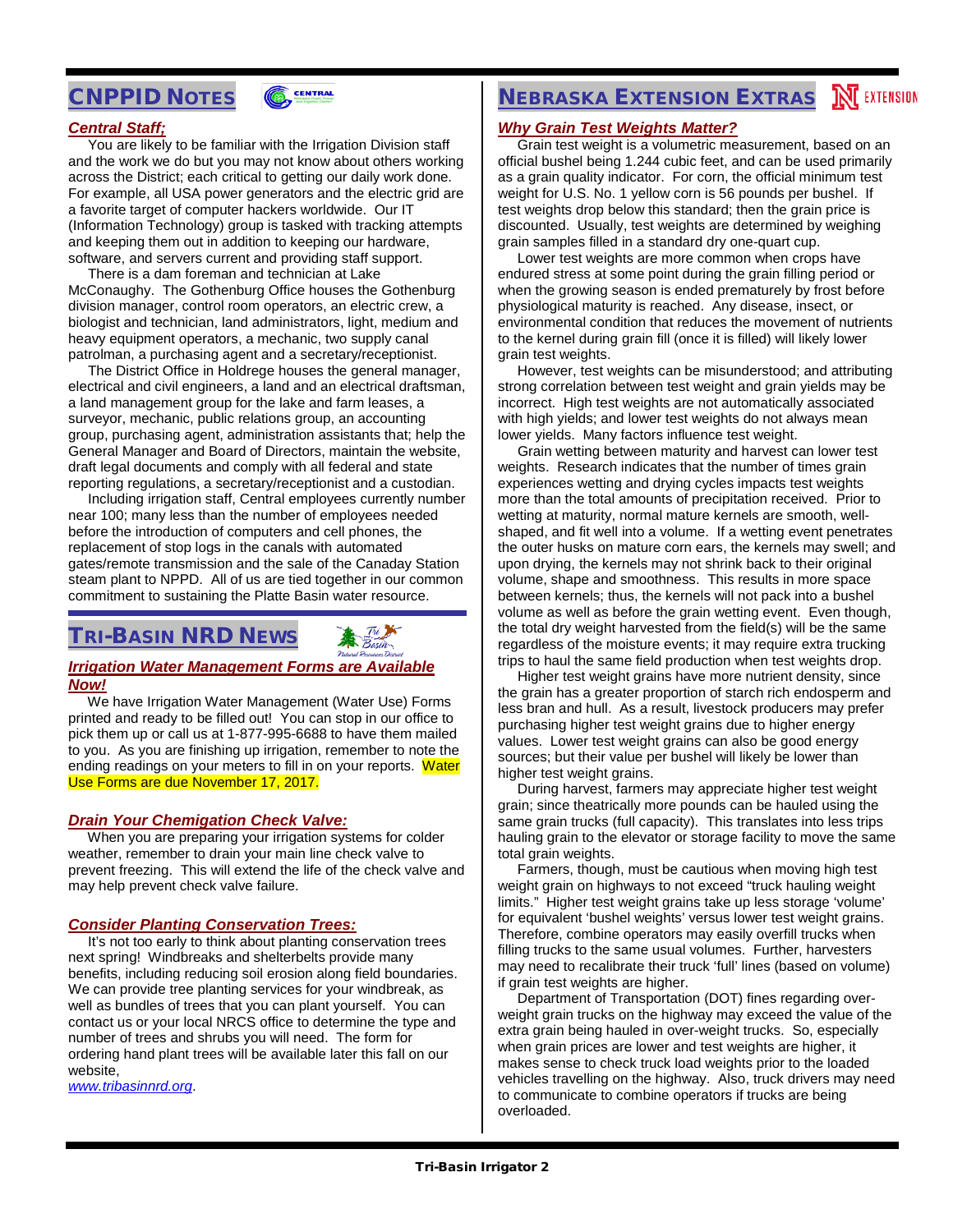## CNPPID NOTES

### *Central Staff;*

You are likely to be familiar with the Irrigation Division staff and the work we do but you may not know about others working across the District; each critical to getting our daily work done. For example, all USA power generators and the electric grid are a favorite target of computer hackers worldwide. Our IT (Information Technology) group is tasked with tracking attempts and keeping them out in addition to keeping our hardware, software, and servers current and providing staff support.

There is a dam foreman and technician at Lake McConaughy. The Gothenburg Office houses the Gothenburg division manager, control room operators, an electric crew, a biologist and technician, land administrators, light, medium and heavy equipment operators, a mechanic, two supply canal patrolman, a purchasing agent and a secretary/receptionist.

The District Office in Holdrege houses the general manager, electrical and civil engineers, a land and an electrical draftsman, a land management group for the lake and farm leases, a surveyor, mechanic, public relations group, an accounting group, purchasing agent, administration assistants that; help the General Manager and Board of Directors, maintain the website, draft legal documents and comply with all federal and state reporting regulations, a secretary/receptionist and a custodian.

Including irrigation staff, Central employees currently number near 100; many less than the number of employees needed before the introduction of computers and cell phones, the replacement of stop logs in the canals with automated gates/remote transmission and the sale of the Canaday Station steam plant to NPPD. All of us are tied together in our common commitment to sustaining the Platte Basin water resource.

## TRI-BASIN NRD NEWS

### *Irrigation Water Management Forms are Available Now!*

We have Irrigation Water Management (Water Use) Forms printed and ready to be filled out! You can stop in our office to pick them up or call us at 1-877-995-6688 to have them mailed to you. As you are finishing up irrigation, remember to note the ending readings on your meters to fill in on your reports. Water Use Forms are due November 17, 2017.

### *Drain Your Chemigation Check Valve:*

When you are preparing your irrigation systems for colder weather, remember to drain your main line check valve to prevent freezing. This will extend the life of the check valve and may help prevent check valve failure.

### *Consider Planting Conservation Trees:*

It's not too early to think about planting conservation trees next spring! Windbreaks and shelterbelts provide many benefits, including reducing soil erosion along field boundaries. We can provide tree planting services for your windbreak, as well as bundles of trees that you can plant yourself. You can contact us or your local NRCS office to determine the type and number of trees and shrubs you will need. The form for ordering hand plant trees will be available later this fall on our website, www.tribasinnrd.org.

## NEBRASKA EXTENSION EXTRAS

### *Why Grain Test Weights Matter?*

Grain test weight is a volumetric measurement, based on an official bushel being 1.244 cubic feet, and can be used primarily as a grain quality indicator. For corn, the official minimum test weight for U.S. No. 1 yellow corn is 56 pounds per bushel. If test weights drop below this standard; then the grain price is discounted. Usually, test weights are determined by weighing grain samples filled in a standard dry one-quart cup.

Lower test weights are more common when crops have endured stress at some point during the grain filling period or when the growing season is ended prematurely by frost before physiological maturity is reached. Any disease, insect, or environmental condition that reduces the movement of nutrients to the kernel during grain fill (once it is filled) will likely lower grain test weights.

However, test weights can be misunderstood; and attributing strong correlation between test weight and grain yields may be incorrect. High test weights are not automatically associated with high yields; and lower test weights do not always mean lower yields. Many factors influence test weight.

Grain wetting between maturity and harvest can lower test weights. Research indicates that the number of times grain experiences wetting and drying cycles impacts test weights more than the total amounts of precipitation received. Prior to wetting at maturity, normal mature kernels are smooth, well-shaped, and fit well into a volume. If a wetting event penetrates the outer husks on mature corn ears, the kernels may swell; and upon drying, the kernels may not shrink back to their original volume, shape and smoothness. This results in more space between kernels; thus, the kernels will not pack into a bushel volume as well as before the grain wetting event. Even though, the total dry weight harvested from the field(s) will be the same regardless of the moisture events; it may require extra trucking trips to haul the same field production when test weights drop.

Higher test weight grains have more nutrient density, since the grain has a greater proportion of starch rich endosperm and less bran and hull. As a result, livestock producers may prefer purchasing higher test weight grains due to higher energy values. Lower test weight grains can also be good energy sources; but their value per bushel will likely be lower than higher test weight grains.

During harvest, farmers may appreciate higher test weight grain; since theatrically more pounds can be hauled using the same grain trucks (full capacity). This translates into less trips hauling grain to the elevator or storage facility to move the same total grain weights.

Farmers, though, must be cautious when moving high test weight grain on highways to not exceed "truck hauling weight limits." Higher test weight grains take up less storage 'volume' for equivalent 'bushel weights' versus lower test weight grains. Therefore, combine operators may easily overfill trucks when filling trucks to the same usual volumes. Further, harvesters may need to recalibrate their truck 'full' lines (based on volume) if grain test weights are higher.

Department of Transportation (DOT) fines regarding over-weight grain trucks on the highway may exceed the value of the extra grain being hauled in over-weight trucks. So, especially when grain prices are lower and test weights are higher, it makes sense to check truck load weights prior to the loaded vehicles travelling on the highway. Also, truck drivers may need to communicate to combine operators if trucks are being overloaded.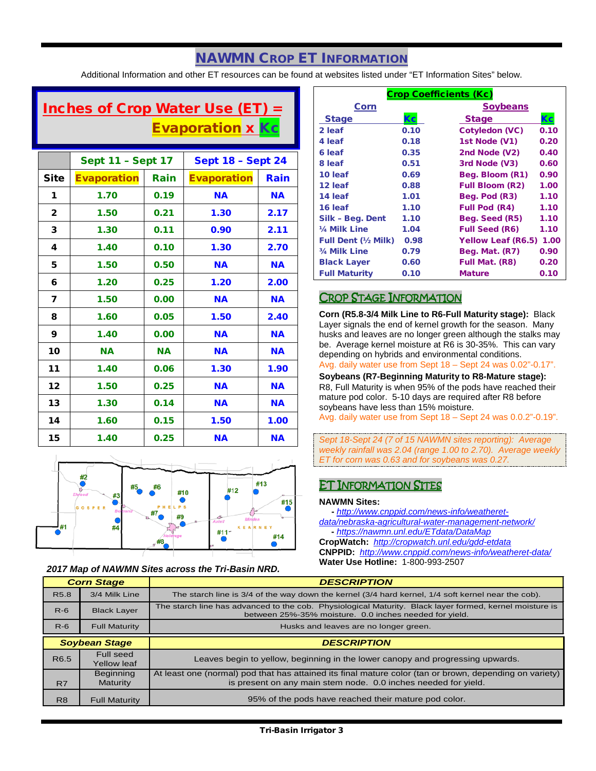# NAWMN Crop ET Information

Additional Information and other ET resources can be found at websites listed under "ET Information Sites" below.

**Inches of Crop Water Use (ET) = Evaporation x Kc**

| | Sept 11 – Sept 17 | | Sept 18 – Sept 24 | |
|---|---|---|---|---|
| **Site** | **Evaporation** | **Rain** | **Evaporation** | **Rain** |
| 1 | 1.70 | 0.19 | NA | NA |
| 2 | 1.50 | 0.21 | 1.30 | 2.17 |
| 3 | 1.30 | 0.11 | 0.90 | 2.11 |
| 4 | 1.40 | 0.10 | 1.30 | 2.70 |
| 5 | 1.50 | 0.50 | NA | NA |
| 6 | 1.20 | 0.25 | 1.20 | 2.00 |
| 7 | 1.50 | 0.00 | NA | NA |
| 8 | 1.60 | 0.05 | 1.50 | 2.40 |
| 9 | 1.40 | 0.00 | NA | NA |
| 10 | NA | NA | NA | NA |
| 11 | 1.40 | 0.06 | 1.30 | 1.90 |
| 12 | 1.50 | 0.25 | NA | NA |
| 13 | 1.30 | 0.14 | NA | NA |
| 14 | 1.60 | 0.15 | 1.50 | 1.00 |
| 15 | 1.40 | 0.25 | NA | NA |

*2017 Map of NAWMN Sites across the Tri-Basin NRD.*

**Crop Coefficients (Kc)**

| Corn Stage | Kc | Soybeans Stage | Kc |
|---|---|---|---|
| 2 leaf | 0.10 | Cotyledon (VC) | 0.10 |
| 4 leaf | 0.18 | 1st Node (V1) | 0.20 |
| 6 leaf | 0.35 | 2nd Node (V2) | 0.40 |
| 8 leaf | 0.51 | 3rd Node (V3) | 0.60 |
| 10 leaf | 0.69 | Beg. Bloom (R1) | 0.90 |
| 12 leaf | 0.88 | Full Bloom (R2) | 1.00 |
| 14 leaf | 1.01 | Beg. Pod (R3) | 1.10 |
| 16 leaf | 1.10 | Full Pod (R4) | 1.10 |
| Silk – Beg. Dent | 1.10 | Beg. Seed (R5) | 1.10 |
| ¼ Milk Line | 1.04 | Full Seed (R6) | 1.10 |
| Full Dent (½ Milk) | 0.98 | Yellow Leaf (R6.5) | 1.00 |
| ¾ Milk Line | 0.79 | Beg. Mat. (R7) | 0.90 |
| Black Layer | 0.60 | Full Mat. (R8) | 0.20 |
| Full Maturity | 0.10 | Mature | 0.10 |

## Crop Stage Information

**Corn (R5.8-3/4 Milk Line to R6-Full Maturity stage):** Black Layer signals the end of kernel growth for the season. Many husks and leaves are no longer green although the stalks may be. Average kernel moisture at R6 is 30-35%. This can vary depending on hybrids and environmental conditions.
Avg. daily water use from Sept 18 – Sept 24 was 0.02"-0.17".

**Soybeans (R7-Beginning Maturity to R8-Mature stage):** R8, Full Maturity is when 95% of the pods have reached their mature pod color. 5-10 days are required after R8 before soybeans have less than 15% moisture.
Avg. daily water use from Sept 18 – Sept 24 was 0.0.2"-0.19".

*Sept 18-Sept 24 (7 of 15 NAWMN sites reporting): Average weekly rainfall was 2.04 (range 1.00 to 2.70). Average weekly ET for corn was 0.63 and for soybeans was 0.27.*

## ET Information Sites

**NAWMN Sites:**
- http://www.cnppid.com/news-info/weatheret-data/nebraska-agricultural-water-management-network/
- https://nawmn.unl.edu/ETdata/DataMap

**CropWatch:** http://cropwatch.unl.edu/gdd-etdata
**CNPPID:** http://www.cnppid.com/news-info/weatheret-data/
**Water Use Hotline:** 1-800-993-2507

| Corn Stage | | DESCRIPTION |
|---|---|---|
| R5.8 | 3/4 Milk Line | The starch line is 3/4 of the way down the kernel (3/4 hard kernel, 1/4 soft kernel near the cob). |
| R-6 | Black Layer | The starch line has advanced to the cob. Physiological Maturity. Black layer formed, kernel moisture is between 25%-35% moisture. 0.0 inches needed for yield. |
| R-6 | Full Maturity | Husks and leaves are no longer green. |

| Soybean Stage | | DESCRIPTION |
|---|---|---|
| R6.5 | Full seed Yellow leaf | Leaves begin to yellow, beginning in the lower canopy and progressing upwards. |
| R7 | Beginning Maturity | At least one (normal) pod that has attained its final mature color (tan or brown, depending on variety) is present on any main stem node. 0.0 inches needed for yield. |
| R8 | Full Maturity | 95% of the pods have reached their mature pod color. |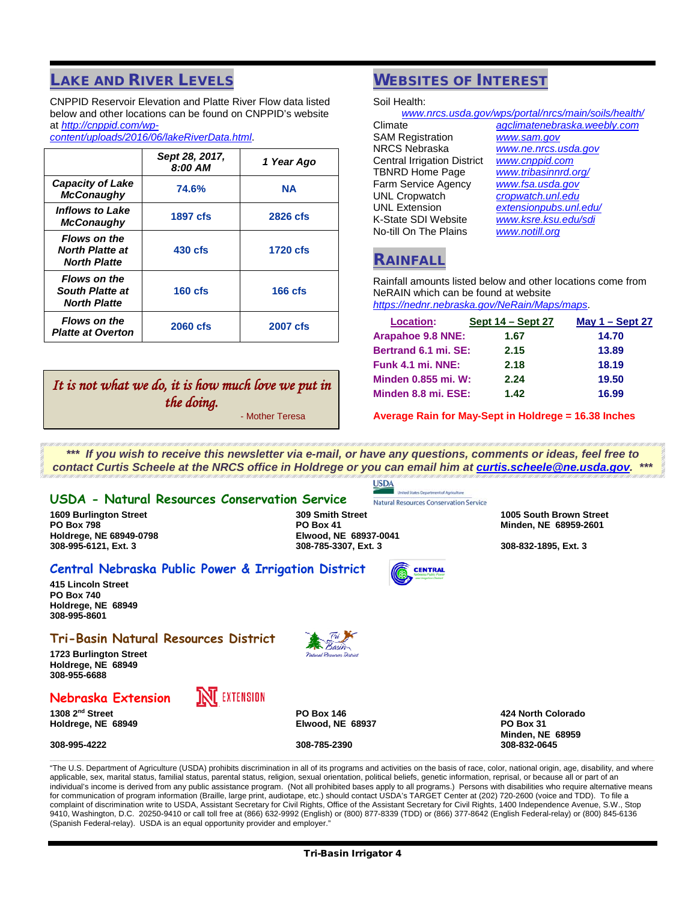## Lake and River Levels

CNPPID Reservoir Elevation and Platte River Flow data listed below and other locations can be found on CNPPID's website at http://cnppid.com/wp-content/uploads/2016/06/lakeRiverData.html.

| | *Sept 28, 2017, 8:00 AM* | *1 Year Ago* |
|---|---|---|
| ***Capacity of Lake McConaughy*** | **74.6%** | **NA** |
| ***Inflows to Lake McConaughy*** | **1897 cfs** | **2826 cfs** |
| ***Flows on the North Platte at North Platte*** | **430 cfs** | **1720 cfs** |
| ***Flows on the South Platte at North Platte*** | **160 cfs** | **166 cfs** |
| ***Flows on the Platte at Overton*** | **2060 cfs** | **2007 cfs** |

*It is not what we do, it is how much love we put in the doing.*

- Mother Teresa

## Websites of Interest

Soil Health: www.nrcs.usda.gov/wps/portal/nrcs/main/soils/health/

Climate — agclimatenebraska.weebly.com
SAM Registration — www.sam.gov
NRCS Nebraska — www.ne.nrcs.usda.gov
Central Irrigation District — www.cnppid.com
TBNRD Home Page — www.tribasinnrd.org/
Farm Service Agency — www.fsa.usda.gov
UNL Cropwatch — cropwatch.unl.edu
UNL Extension — extensionpubs.unl.edu/
K-State SDI Website — www.ksre.ksu.edu/sdi
No-till On The Plains — www.notill.org

## Rainfall

Rainfall amounts listed below and other locations come from NeRAIN which can be found at website https://nednr.nebraska.gov/NeRain/Maps/maps.

| Location: | Sept 14 – Sept 27 | May 1 – Sept 27 |
|---|---|---|
| **Arapahoe 9.8 NNE:** | **1.67** | **14.70** |
| **Bertrand 6.1 mi. SE:** | **2.15** | **13.89** |
| **Funk 4.1 mi. NNE:** | **2.18** | **18.19** |
| **Minden 0.855 mi. W:** | **2.24** | **19.50** |
| **Minden 8.8 mi. ESE:** | **1.42** | **16.99** |

**Average Rain for May-Sept in Holdrege = 16.38 Inches**

***\*\*\* If you wish to receive this newsletter via e-mail, or have any questions, comments or ideas, feel free to contact Curtis Scheele at the NRCS office in Holdrege or you can email him at curtis.scheele@ne.usda.gov. \*\*\****

## USDA - Natural Resources Conservation Service

**1609 Burlington Street**
**PO Box 798**
**Holdrege, NE 68949-0798**
**308-995-6121, Ext. 3**

**309 Smith Street**
**PO Box 41**
**Elwood, NE 68937-0041**
**308-785-3307, Ext. 3**

**1005 South Brown Street**
**Minden, NE 68959-2601**
**308-832-1895, Ext. 3**

## Central Nebraska Public Power & Irrigation District

**415 Lincoln Street**
**PO Box 740**
**Holdrege, NE 68949**
**308-995-8601**

## Tri-Basin Natural Resources District

**1723 Burlington Street**
**Holdrege, NE 68949**
**308-955-6688**

## Nebraska Extension

**1308 2nd Street**
**Holdrege, NE 68949**
**308-995-4222**

**PO Box 146**
**Elwood, NE 68937**
**308-785-2390**

**424 North Colorado**
**PO Box 31**
**Minden, NE 68959**
**308-832-0645**

"The U.S. Department of Agriculture (USDA) prohibits discrimination in all of its programs and activities on the basis of race, color, national origin, age, disability, and where applicable, sex, marital status, familial status, parental status, religion, sexual orientation, political beliefs, genetic information, reprisal, or because all or part of an individual's income is derived from any public assistance program. (Not all prohibited bases apply to all programs.) Persons with disabilities who require alternative means for communication of program information (Braille, large print, audiotape, etc.) should contact USDA's TARGET Center at (202) 720-2600 (voice and TDD). To file a complaint of discrimination write to USDA, Assistant Secretary for Civil Rights, Office of the Assistant Secretary for Civil Rights, 1400 Independence Avenue, S.W., Stop 9410, Washington, D.C. 20250-9410 or call toll free at (866) 632-9992 (English) or (800) 877-8339 (TDD) or (866) 377-8642 (English Federal-relay) or (800) 845-6136 (Spanish Federal-relay). USDA is an equal opportunity provider and employer."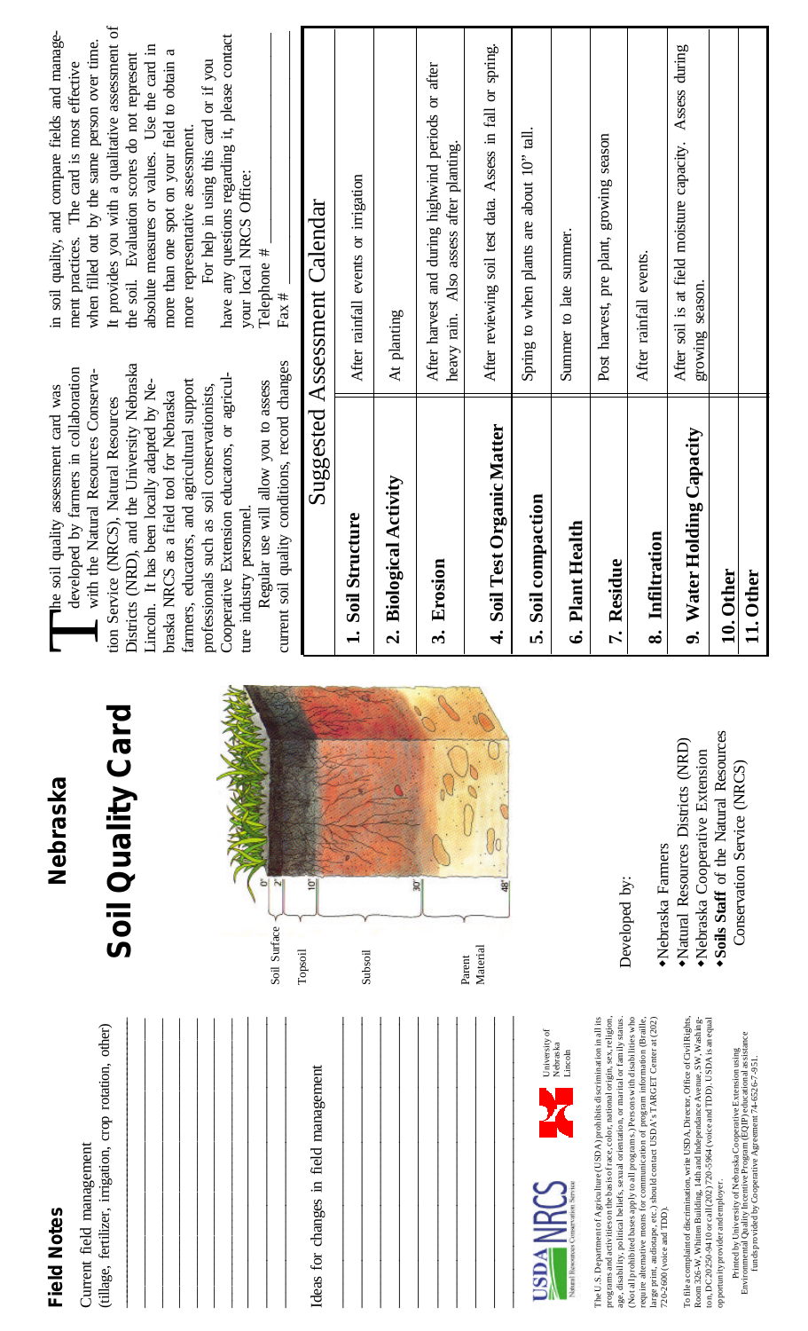## Field Notes

Current field management
(tillage, fertilizer, irrigation, crop rotation, other)

Ideas for changes in field management

The U.S. Department of Agriculture (USDA) prohibits discrimination in all its programs and activities on the basis of race, color, national origin, sex, religion, age, disability, political beliefs, sexual orientation, or marital or family status. (Not all prohibited bases apply to all programs.) Persons with disabilities who require alternative means for communication of program information (Braille, large print, audiotape, etc.) should contact USDA's TARGET Center at (202) 720-2600 (voice and TDD).

To file a complaint of discrimination, write USDA, Director, Office of Civil Rights, Room 326-W, Whitten Building, 14th and Independence Avenue, SW, Washington, DC 20250-9410 or call (202) 720-5964 (voice and TDD). USDA is an equal opportunity provider and employer.

Printed by University of Nebraska Cooperative Extension using Environmental Quality Incentive Program (EQIP) educational assistance funds provided by Cooperative Agreement 74-6526-7-951.

# Nebraska

# Soil Quality Card

Soil Surface 0"
Topsoil 2" 10"
Subsoil 30"
Parent Material 48"

Developed by:

- Nebraska Farmers
- Natural Resources Districts (NRD)
- Nebraska Cooperative Extension
- **Soils Staff** of the Natural Resources Conservation Service (NRCS)

The soil quality assessment card was developed by farmers in collaboration with the Natural Resources Conservation Service (NRCS), Natural Resources Districts (NRD), and the University Nebraska Lincoln. It has been locally adapted by Nebraska NRCS as a field tool for Nebraska farmers, educators, and agricultural support professionals such as soil conservationists, Cooperative Extension educators, or agriculture industry personnel.

Regular use will allow you to assess current soil quality conditions, record changes in soil quality, and compare fields and management practices. The card is most effective when filled out by the same person over time. It provides you with a qualitative assessment of the soil. Evaluation scores do not represent absolute measures or values. Use the card in more than one spot on your field to obtain a more representative assessment.

For help in using this card or if you have any questions regarding it, please contact your local NRCS Office:

Telephone # ____________
Fax # ____________

## Suggested Assessment Calendar

| | |
|---|---|
| **1. Soil Structure** | After rainfall events or irrigation |
| **2. Biological Activity** | At planting |
| **3. Erosion** | After harvest and during highwind periods or after heavy rain. Also assess after planting. |
| **4. Soil Test Organic Matter** | After reviewing soil test data. Assess in fall or spring. |
| **5. Soil compaction** | Spring to when plants are about 10" tall. |
| **6. Plant Health** | Summer to late summer. |
| **7. Residue** | Post harvest, pre plant, growing season |
| **8. Infiltration** | After rainfall events. |
| **9. Water Holding Capacity** | After soil is at field moisture capacity. Assess during growing season. |
| **10. Other** | |
| **11. Other** | |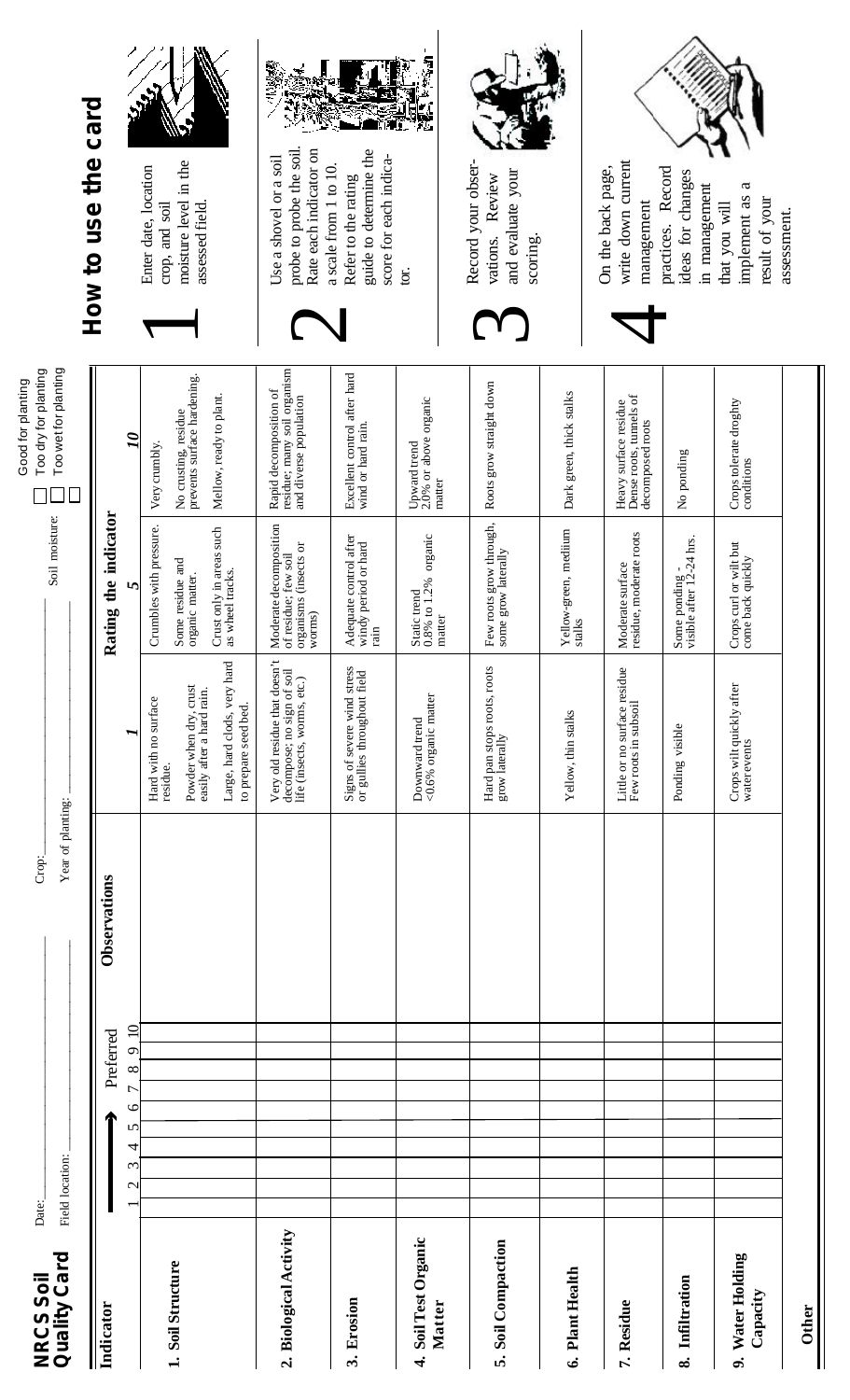# NRCS Soil Quality Card

Date: ______________________ Crop: ______________________ Soil moisture: ☐ Good for planting ☐ Too dry for planting ☐ Too wet for planting

Field location: ______________________ Year of planting: ______________________

| Indicator | 1 | 2 | 3 | 4 | 5 | 6 | 7 | 8 | 9 | 10 (Preferred) | Observations | Rating the indicator: 1 | 5 | 10 |
|---|---|---|---|---|---|---|---|---|---|---|---|---|---|---|
| **1. Soil Structure** | | | | | | | | | | | | Hard with no surface residue. Powder when dry, crust easily after a hard rain. Large, hard clods, very hard to prepare seed bed. | Crumbles with pressure. Some residue and organic matter. Crust only in areas such as wheel tracks. | Very crumbly. No crusting, residue prevents surface hardening. Mellow, ready to plant. |
| **2. Biological Activity** | | | | | | | | | | | | Very old residue that doesn't decompose; no sign of soil life (insects, worms, etc.) | Moderate decomposition of residue; few soil organisms (insects or worms) | Rapid decomposition of residue; many soil organism and diverse population |
| **3. Erosion** | | | | | | | | | | | | Signs of severe wind stress or gullies throughout field | Adequate control after windy period or hard rain | Excellent control after hard wind or hard rain. |
| **4. Soil Test Organic Matter** | | | | | | | | | | | | Downward trend <0.6% organic matter | Static trend 0.8% to 1.2% organic matter | Upward trend 2.0% or above organic matter |
| **5. Soil Compaction** | | | | | | | | | | | | Hard pan stops roots, roots grow laterally | Few roots grow through, some grow laterally | Roots grow straight down |
| **6. Plant Health** | | | | | | | | | | | | Yellow, thin stalks | Yellow-green, medium stalks | Dark green, thick stalks |
| **7. Residue** | | | | | | | | | | | | Little or no surface residue Few roots in subsoil | Moderate surface residue, moderate roots | Heavy surface residue Dense roots, tunnels of decomposed roots |
| **8. Infiltration** | | | | | | | | | | | | Ponding visible | Some ponding - visible after 12-24 hrs. | No ponding |
| **9. Water Holding Capacity** | | | | | | | | | | | | Crops wilt quickly after water events | Crops curl or wilt but come back quickly | Crops tolerate droghty conditions |
| **Other** | | | | | | | | | | | | | | |

## How to use the card

1. Enter date, location crop, and soil moisture level in the assessed field.

2. Use a shovel or a soil probe to probe the soil. Rate each indicator on a scale from 1 to 10. Refer to the rating guide to determine the score for each indicator.

3. Record your observations. Review and evaluate your scoring.

4. On the back page, write down current management practices. Record ideas for changes in management that you will implement as a result of your assessment.